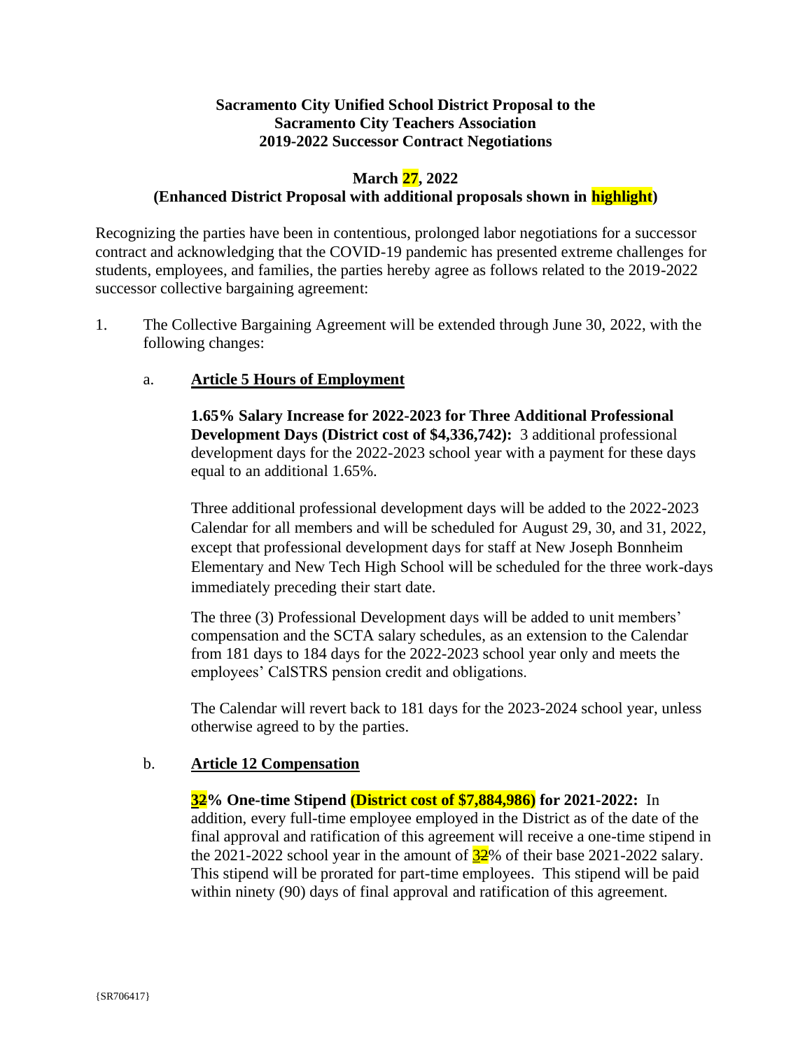**Sacramento City Unified School District Proposal to the**
**Sacramento City Teachers Association**
**2019-2022 Successor Contract Negotiations**

**March 27, 2022**
**(Enhanced District Proposal with additional proposals shown in highlight)**

Recognizing the parties have been in contentious, prolonged labor negotiations for a successor contract and acknowledging that the COVID-19 pandemic has presented extreme challenges for students, employees, and families, the parties hereby agree as follows related to the 2019-2022 successor collective bargaining agreement:

1. The Collective Bargaining Agreement will be extended through June 30, 2022, with the following changes:

   a. **Article 5 Hours of Employment**

      **1.65% Salary Increase for 2022-2023 for Three Additional Professional Development Days (District cost of $4,336,742):** 3 additional professional development days for the 2022-2023 school year with a payment for these days equal to an additional 1.65%.

      Three additional professional development days will be added to the 2022-2023 Calendar for all members and will be scheduled for August 29, 30, and 31, 2022, except that professional development days for staff at New Joseph Bonnheim Elementary and New Tech High School will be scheduled for the three work-days immediately preceding their start date.

      The three (3) Professional Development days will be added to unit members' compensation and the SCTA salary schedules, as an extension to the Calendar from 181 days to 184 days for the 2022-2023 school year only and meets the employees' CalSTRS pension credit and obligations.

      The Calendar will revert back to 181 days for the 2023-2024 school year, unless otherwise agreed to by the parties.

   b. **Article 12 Compensation**

      **3~~2~~% One-time Stipend (District cost of $7,884,986) for 2021-2022:** In addition, every full-time employee employed in the District as of the date of the final approval and ratification of this agreement will receive a one-time stipend in the 2021-2022 school year in the amount of 3~~2~~% of their base 2021-2022 salary. This stipend will be prorated for part-time employees. This stipend will be paid within ninety (90) days of final approval and ratification of this agreement.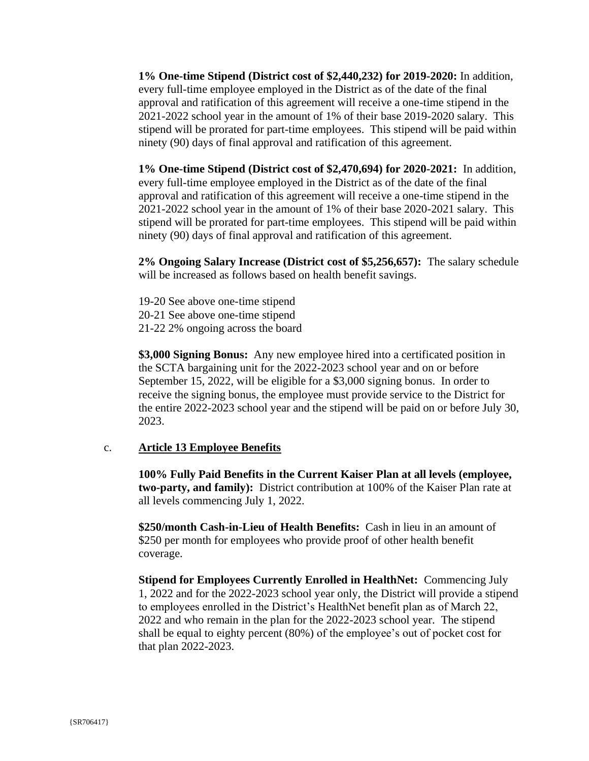**1% One-time Stipend (District cost of $2,440,232) for 2019-2020:** In addition, every full-time employee employed in the District as of the date of the final approval and ratification of this agreement will receive a one-time stipend in the 2021-2022 school year in the amount of 1% of their base 2019-2020 salary. This stipend will be prorated for part-time employees. This stipend will be paid within ninety (90) days of final approval and ratification of this agreement.

**1% One-time Stipend (District cost of $2,470,694) for 2020-2021:** In addition, every full-time employee employed in the District as of the date of the final approval and ratification of this agreement will receive a one-time stipend in the 2021-2022 school year in the amount of 1% of their base 2020-2021 salary. This stipend will be prorated for part-time employees. This stipend will be paid within ninety (90) days of final approval and ratification of this agreement.

**2% Ongoing Salary Increase (District cost of $5,256,657):** The salary schedule will be increased as follows based on health benefit savings.

19-20 See above one-time stipend
20-21 See above one-time stipend
21-22 2% ongoing across the board

**$3,000 Signing Bonus:** Any new employee hired into a certificated position in the SCTA bargaining unit for the 2022-2023 school year and on or before September 15, 2022, will be eligible for a $3,000 signing bonus. In order to receive the signing bonus, the employee must provide service to the District for the entire 2022-2023 school year and the stipend will be paid on or before July 30, 2023.

c. **<u>Article 13 Employee Benefits</u>**

**100% Fully Paid Benefits in the Current Kaiser Plan at all levels (employee, two-party, and family):** District contribution at 100% of the Kaiser Plan rate at all levels commencing July 1, 2022.

**$250/month Cash-in-Lieu of Health Benefits:** Cash in lieu in an amount of $250 per month for employees who provide proof of other health benefit coverage.

**Stipend for Employees Currently Enrolled in HealthNet:** Commencing July 1, 2022 and for the 2022-2023 school year only, the District will provide a stipend to employees enrolled in the District's HealthNet benefit plan as of March 22, 2022 and who remain in the plan for the 2022-2023 school year. The stipend shall be equal to eighty percent (80%) of the employee's out of pocket cost for that plan 2022-2023.

{SR706417}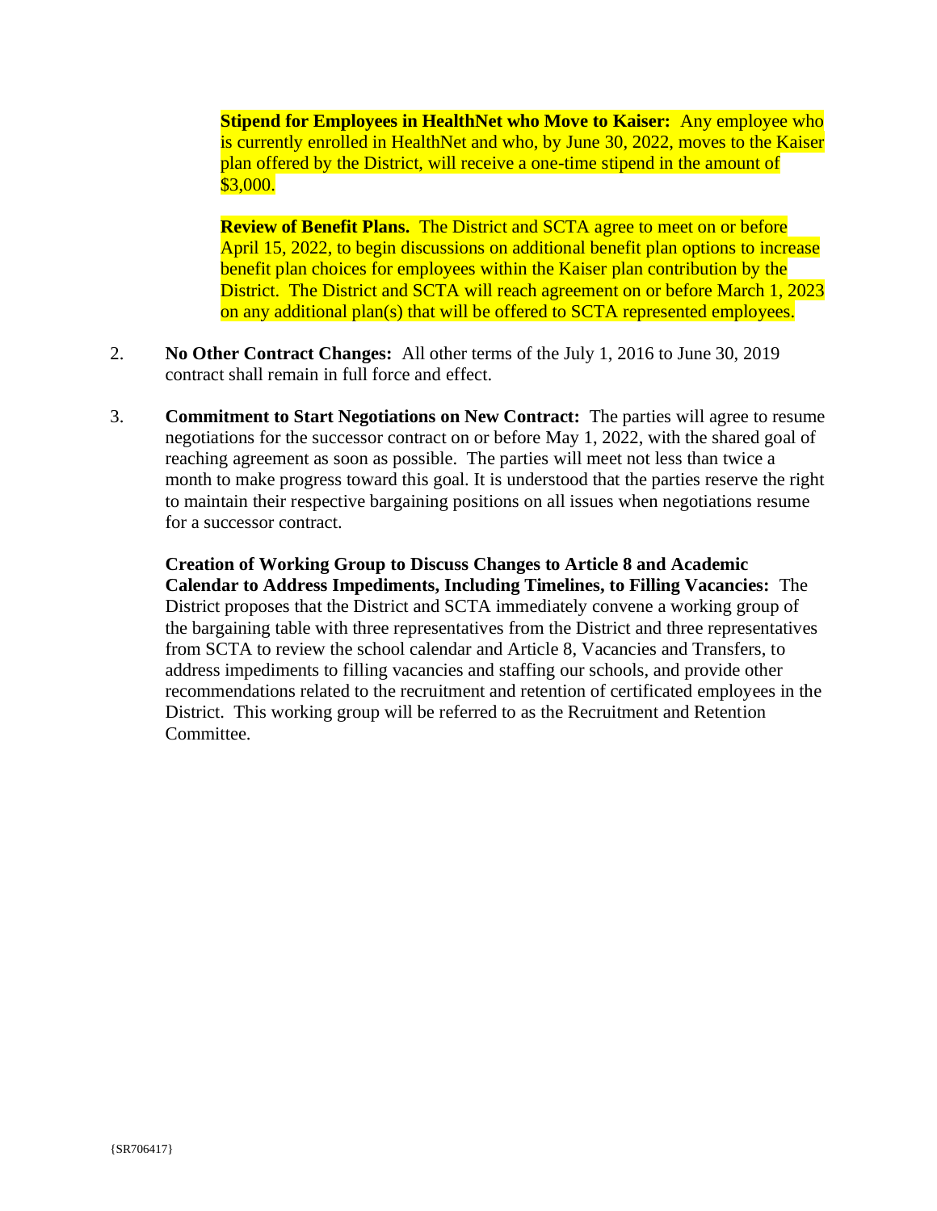**Stipend for Employees in HealthNet who Move to Kaiser:** Any employee who is currently enrolled in HealthNet and who, by June 30, 2022, moves to the Kaiser plan offered by the District, will receive a one-time stipend in the amount of $3,000.

**Review of Benefit Plans.** The District and SCTA agree to meet on or before April 15, 2022, to begin discussions on additional benefit plan options to increase benefit plan choices for employees within the Kaiser plan contribution by the District. The District and SCTA will reach agreement on or before March 1, 2023 on any additional plan(s) that will be offered to SCTA represented employees.

2. **No Other Contract Changes:** All other terms of the July 1, 2016 to June 30, 2019 contract shall remain in full force and effect.

3. **Commitment to Start Negotiations on New Contract:** The parties will agree to resume negotiations for the successor contract on or before May 1, 2022, with the shared goal of reaching agreement as soon as possible. The parties will meet not less than twice a month to make progress toward this goal. It is understood that the parties reserve the right to maintain their respective bargaining positions on all issues when negotiations resume for a successor contract.

**Creation of Working Group to Discuss Changes to Article 8 and Academic Calendar to Address Impediments, Including Timelines, to Filling Vacancies:** The District proposes that the District and SCTA immediately convene a working group of the bargaining table with three representatives from the District and three representatives from SCTA to review the school calendar and Article 8, Vacancies and Transfers, to address impediments to filling vacancies and staffing our schools, and provide other recommendations related to the recruitment and retention of certificated employees in the District. This working group will be referred to as the Recruitment and Retention Committee.

{SR706417}